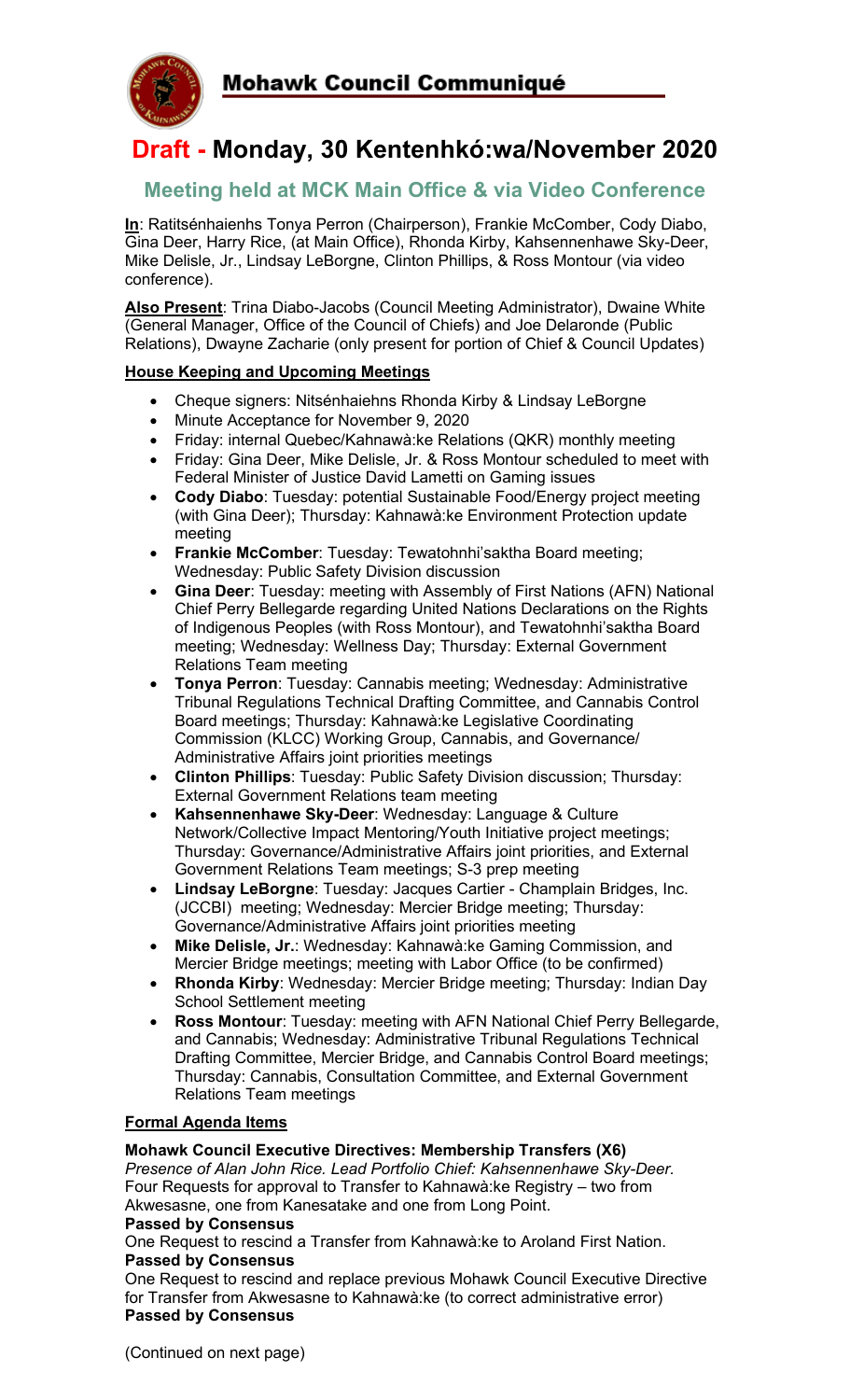# Mohawk Council Communiqué

# Draft - Monday, 30 Kentenhkó:wa/November 2020

## Meeting held at MCK Main Office & via Video Conference

**In**: Ratitsénhaienhs Tonya Perron (Chairperson), Frankie McComber, Cody Diabo, Gina Deer, Harry Rice, (at Main Office), Rhonda Kirby, Kahsennenhawe Sky-Deer, Mike Delisle, Jr., Lindsay LeBorgne, Clinton Phillips, & Ross Montour (via video conference).

**Also Present**: Trina Diabo-Jacobs (Council Meeting Administrator), Dwaine White (General Manager, Office of the Council of Chiefs) and Joe Delaronde (Public Relations), Dwayne Zacharie (only present for portion of Chief & Council Updates)

**House Keeping and Upcoming Meetings**

- Cheque signers: Nitsénhaiehns Rhonda Kirby & Lindsay LeBorgne
- Minute Acceptance for November 9, 2020
- Friday: internal Quebec/Kahnawà:ke Relations (QKR) monthly meeting
- Friday: Gina Deer, Mike Delisle, Jr. & Ross Montour scheduled to meet with Federal Minister of Justice David Lametti on Gaming issues
- **Cody Diabo**: Tuesday: potential Sustainable Food/Energy project meeting (with Gina Deer); Thursday: Kahnawà:ke Environment Protection update meeting
- **Frankie McComber**: Tuesday: Tewatohnhi'saktha Board meeting; Wednesday: Public Safety Division discussion
- **Gina Deer**: Tuesday: meeting with Assembly of First Nations (AFN) National Chief Perry Bellegarde regarding United Nations Declarations on the Rights of Indigenous Peoples (with Ross Montour), and Tewatohnhi'saktha Board meeting; Wednesday: Wellness Day; Thursday: External Government Relations Team meeting
- **Tonya Perron**: Tuesday: Cannabis meeting; Wednesday: Administrative Tribunal Regulations Technical Drafting Committee, and Cannabis Control Board meetings; Thursday: Kahnawà:ke Legislative Coordinating Commission (KLCC) Working Group, Cannabis, and Governance/ Administrative Affairs joint priorities meetings
- **Clinton Phillips**: Tuesday: Public Safety Division discussion; Thursday: External Government Relations team meeting
- **Kahsennenhawe Sky-Deer**: Wednesday: Language & Culture Network/Collective Impact Mentoring/Youth Initiative project meetings; Thursday: Governance/Administrative Affairs joint priorities, and External Government Relations Team meetings; S-3 prep meeting
- **Lindsay LeBorgne**: Tuesday: Jacques Cartier - Champlain Bridges, Inc. (JCCBI) meeting; Wednesday: Mercier Bridge meeting; Thursday: Governance/Administrative Affairs joint priorities meeting
- **Mike Delisle, Jr.**: Wednesday: Kahnawà:ke Gaming Commission, and Mercier Bridge meetings; meeting with Labor Office (to be confirmed)
- **Rhonda Kirby**: Wednesday: Mercier Bridge meeting; Thursday: Indian Day School Settlement meeting
- **Ross Montour**: Tuesday: meeting with AFN National Chief Perry Bellegarde, and Cannabis; Wednesday: Administrative Tribunal Regulations Technical Drafting Committee, Mercier Bridge, and Cannabis Control Board meetings; Thursday: Cannabis, Consultation Committee, and External Government Relations Team meetings

**Formal Agenda Items**

**Mohawk Council Executive Directives: Membership Transfers (X6)**
*Presence of Alan John Rice. Lead Portfolio Chief: Kahsennenhawe Sky-Deer.*
Four Requests for approval to Transfer to Kahnawà:ke Registry – two from Akwesasne, one from Kanesatake and one from Long Point.
**Passed by Consensus**
One Request to rescind a Transfer from Kahnawà:ke to Aroland First Nation.
**Passed by Consensus**
One Request to rescind and replace previous Mohawk Council Executive Directive for Transfer from Akwesasne to Kahnawà:ke (to correct administrative error)
**Passed by Consensus**

(Continued on next page)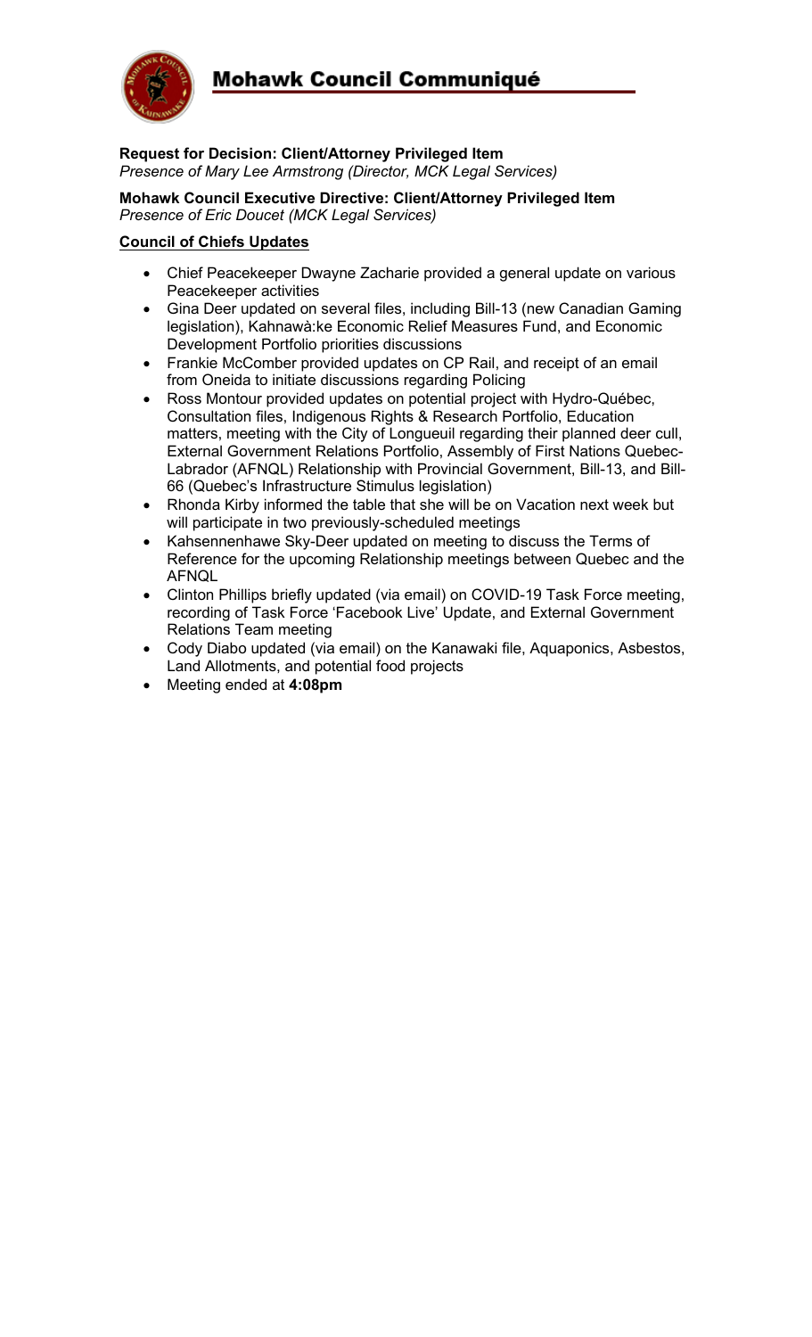**Request for Decision: Client/Attorney Privileged Item**
*Presence of Mary Lee Armstrong (Director, MCK Legal Services)*

**Mohawk Council Executive Directive: Client/Attorney Privileged Item**
*Presence of Eric Doucet (MCK Legal Services)*

## Council of Chiefs Updates

- Chief Peacekeeper Dwayne Zacharie provided a general update on various Peacekeeper activities
- Gina Deer updated on several files, including Bill-13 (new Canadian Gaming legislation), Kahnawà:ke Economic Relief Measures Fund, and Economic Development Portfolio priorities discussions
- Frankie McComber provided updates on CP Rail, and receipt of an email from Oneida to initiate discussions regarding Policing
- Ross Montour provided updates on potential project with Hydro-Québec, Consultation files, Indigenous Rights & Research Portfolio, Education matters, meeting with the City of Longueuil regarding their planned deer cull, External Government Relations Portfolio, Assembly of First Nations Quebec-Labrador (AFNQL) Relationship with Provincial Government, Bill-13, and Bill-66 (Quebec's Infrastructure Stimulus legislation)
- Rhonda Kirby informed the table that she will be on Vacation next week but will participate in two previously-scheduled meetings
- Kahsennenhawe Sky-Deer updated on meeting to discuss the Terms of Reference for the upcoming Relationship meetings between Quebec and the AFNQL
- Clinton Phillips briefly updated (via email) on COVID-19 Task Force meeting, recording of Task Force 'Facebook Live' Update, and External Government Relations Team meeting
- Cody Diabo updated (via email) on the Kanawaki file, Aquaponics, Asbestos, Land Allotments, and potential food projects
- Meeting ended at **4:08pm**